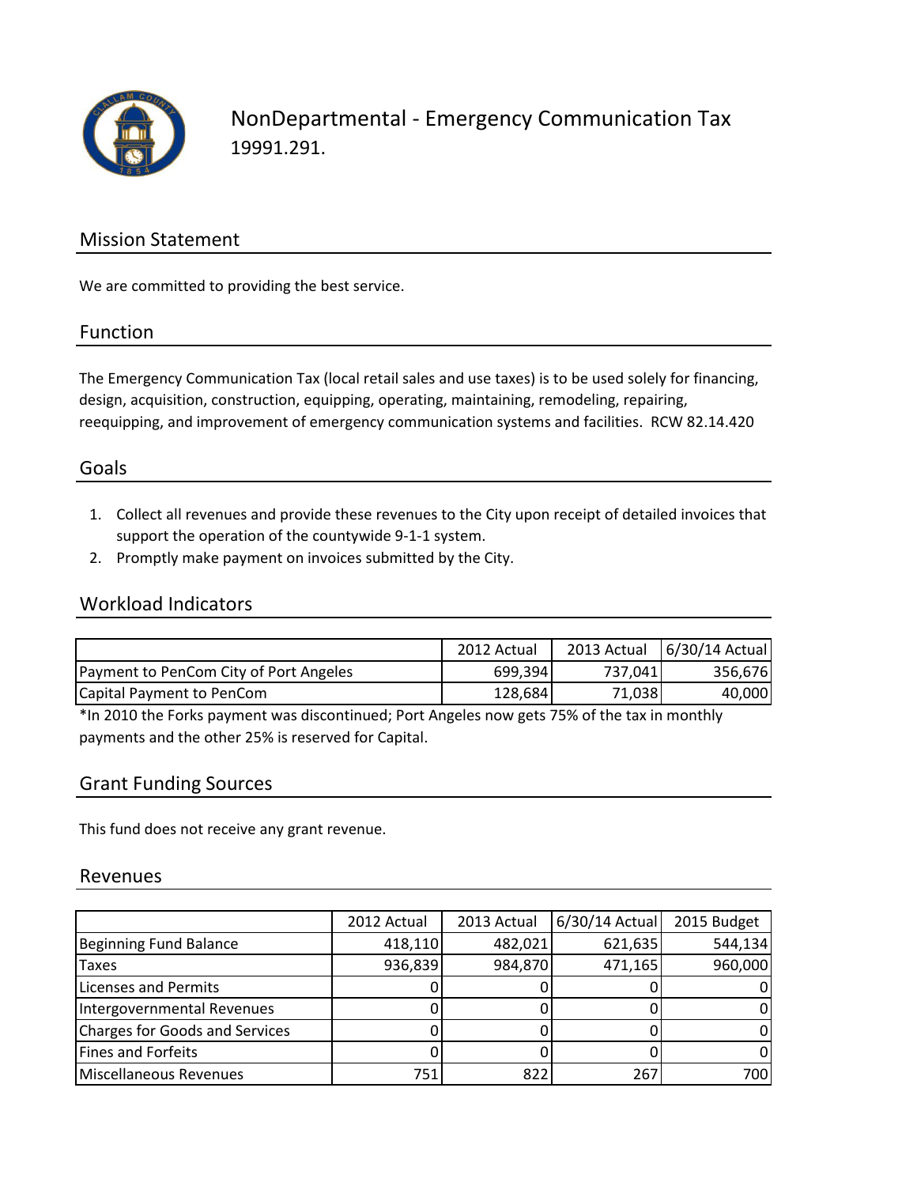# NonDepartmental - Emergency Communication Tax

19991.291.

## Mission Statement

We are committed to providing the best service.

## Function

The Emergency Communication Tax (local retail sales and use taxes) is to be used solely for financing, design, acquisition, construction, equipping, operating, maintaining, remodeling, repairing, reequipping, and improvement of emergency communication systems and facilities. RCW 82.14.420

## Goals

1. Collect all revenues and provide these revenues to the City upon receipt of detailed invoices that support the operation of the countywide 9-1-1 system.
2. Promptly make payment on invoices submitted by the City.

## Workload Indicators

| | 2012 Actual | 2013 Actual | 6/30/14 Actual |
|---|---|---|---|
| Payment to PenCom City of Port Angeles | 699,394 | 737,041 | 356,676 |
| Capital Payment to PenCom | 128,684 | 71,038 | 40,000 |

*In 2010 the Forks payment was discontinued; Port Angeles now gets 75% of the tax in monthly payments and the other 25% is reserved for Capital.

## Grant Funding Sources

This fund does not receive any grant revenue.

## Revenues

| | 2012 Actual | 2013 Actual | 6/30/14 Actual | 2015 Budget |
|---|---|---|---|---|
| Beginning Fund Balance | 418,110 | 482,021 | 621,635 | 544,134 |
| Taxes | 936,839 | 984,870 | 471,165 | 960,000 |
| Licenses and Permits | 0 | 0 | 0 | 0 |
| Intergovernmental Revenues | 0 | 0 | 0 | 0 |
| Charges for Goods and Services | 0 | 0 | 0 | 0 |
| Fines and Forfeits | 0 | 0 | 0 | 0 |
| Miscellaneous Revenues | 751 | 822 | 267 | 700 |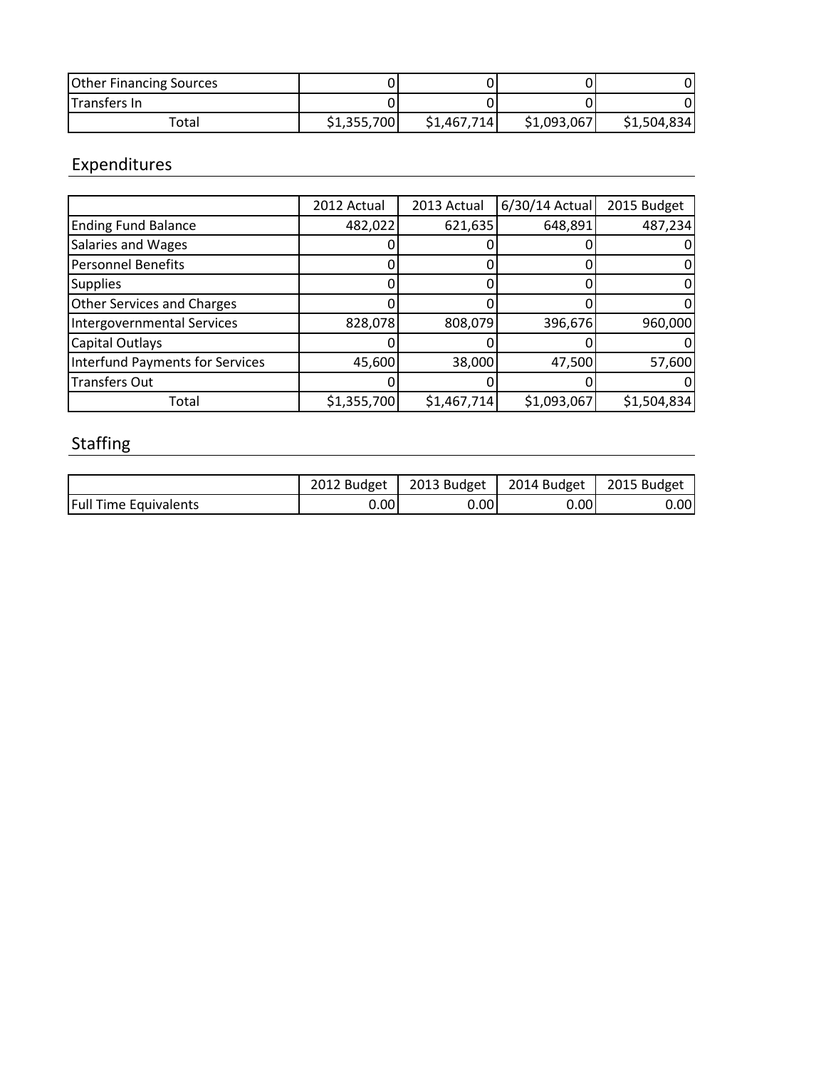| | | | | |
|---|---|---|---|---|
| Other Financing Sources | 0 | 0 | 0 | 0 |
| Transfers In | 0 | 0 | 0 | 0 |
| Total | $1,355,700 | $1,467,714 | $1,093,067 | $1,504,834 |

## Expenditures

| | 2012 Actual | 2013 Actual | 6/30/14 Actual | 2015 Budget |
|---|---|---|---|---|
| Ending Fund Balance | 482,022 | 621,635 | 648,891 | 487,234 |
| Salaries and Wages | 0 | 0 | 0 | 0 |
| Personnel Benefits | 0 | 0 | 0 | 0 |
| Supplies | 0 | 0 | 0 | 0 |
| Other Services and Charges | 0 | 0 | 0 | 0 |
| Intergovernmental Services | 828,078 | 808,079 | 396,676 | 960,000 |
| Capital Outlays | 0 | 0 | 0 | 0 |
| Interfund Payments for Services | 45,600 | 38,000 | 47,500 | 57,600 |
| Transfers Out | 0 | 0 | 0 | 0 |
| Total | $1,355,700 | $1,467,714 | $1,093,067 | $1,504,834 |

## Staffing

| | 2012 Budget | 2013 Budget | 2014 Budget | 2015 Budget |
|---|---|---|---|---|
| Full Time Equivalents | 0.00 | 0.00 | 0.00 | 0.00 |